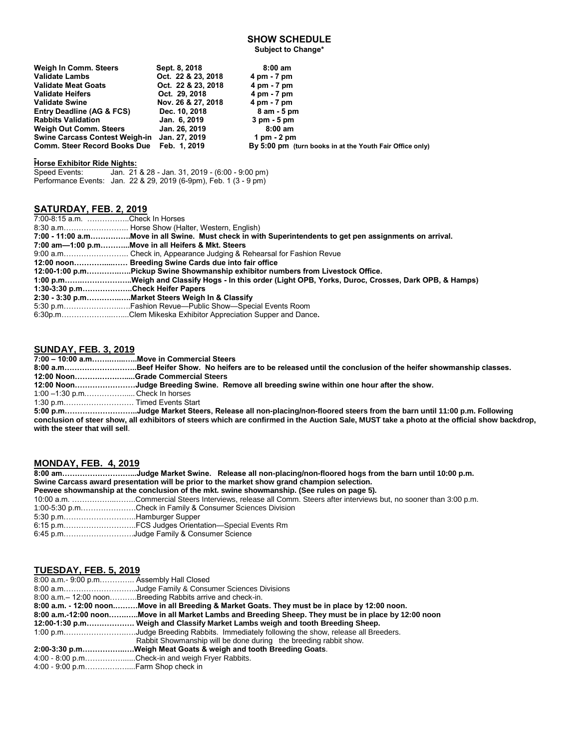# SHOW SCHEDULE

**Subject to Change***

| | | |
|---|---|---|
| **Weigh In Comm. Steers** | **Sept. 8, 2018** | **8:00 am** |
| **Validate Lambs** | **Oct. 22 & 23, 2018** | **4 pm - 7 pm** |
| **Validate Meat Goats** | **Oct. 22 & 23, 2018** | **4 pm - 7 pm** |
| **Validate Heifers** | **Oct. 29, 2018** | **4 pm - 7 pm** |
| **Validate Swine** | **Nov. 26 & 27, 2018** | **4 pm - 7 pm** |
| **Entry Deadline (AG & FCS)** | **Dec. 10, 2018** | **8 am - 5 pm** |
| **Rabbits Validation** | **Jan. 6, 2019** | **3 pm - 5 pm** |
| **Weigh Out Comm. Steers** | **Jan. 26, 2019** | **8:00 am** |
| **Swine Carcass Contest Weigh-in** | **Jan. 27, 2019** | **1 pm - 2 pm** |
| **Comm. Steer Record Books Due** | **Feb. 1, 2019** | **By 5:00 pm (turn books in at the Youth Fair Office only)** |

**Horse Exhibitor Ride Nights:**

Speed Events: Jan. 21 & 28 - Jan. 31, 2019 - (6:00 - 9:00 pm)
Performance Events: Jan. 22 & 29, 2019 (6-9pm), Feb. 1 (3 - 9 pm)

## SATURDAY, FEB. 2, 2019

7:00-8:15 a.m. ……………..Check In Horses
8:30 a.m……………………. Horse Show (Halter, Western, English)
**7:00 - 11:00 a.m…………….Move in all Swine. Must check in with Superintendents to get pen assignments on arrival.**
**7:00 am—1:00 p.m………..Move in all Heifers & Mkt. Steers**
9:00 a.m…………………….. Check in, Appearance Judging & Rehearsal for Fashion Revue
**12:00 noon………….…… Breeding Swine Cards due into fair office**
**12:00-1:00 p.m……………..Pickup Swine Showmanship exhibitor numbers from Livestock Office.**
**1:00 p.m……………………..Weigh and Classify Hogs - In this order (Light OPB, Yorks, Duroc, Crosses, Dark OPB, & Hamps)**
**1:30-3:30 p.m………………..Check Heifer Papers**
**2:30 - 3:30 p.m……………..Market Steers Weigh In & Classify**
5:30 p.m……………………..Fashion Revue—Public Show—Special Events Room
6:30p.m……………………...Clem Mikeska Exhibitor Appreciation Supper and Dance**.**

## SUNDAY, FEB. 3, 2019

**7:00 – 10:00 a.m……………Move in Commercial Steers**
**8:00 a.m……………………..Beef Heifer Show. No heifers are to be released until the conclusion of the heifer showmanship classes.**
**12:00 Noon…………………..Grade Commercial Steers**
**12:00 Noon…………………Judge Breeding Swine. Remove all breeding swine within one hour after the show.**
1:00 –1:30 p.m…………….... Check In horses
1:30 p.m……………………… Timed Events Start
**5:00 p.m……………………..Judge Market Steers, Release all non-placing/non-floored steers from the barn until 11:00 p.m. Following conclusion of steer show, all exhibitors of steers which are confirmed in the Auction Sale, MUST take a photo at the official show backdrop, with the steer that will sell**.

## MONDAY, FEB. 4, 2019

**8:00 am………………………..Judge Market Swine. Release all non-placing/non-floored hogs from the barn until 10:00 p.m.**
**Swine Carcass award presentation will be prior to the market show grand champion selection.**
**Peewee showmanship at the conclusion of the mkt. swine showmanship. (See rules on page 5).**
10:00 a.m. ……………..……Commercial Steers Interviews, release all Comm. Steers after interviews but, no sooner than 3:00 p.m.
1:00-5:30 p.m…………………Check in Family & Consumer Sciences Division
5:30 p.m……………………….Hamburger Supper
6:15 p.m……………………….FCS Judges Orientation—Special Events Rm
6:45 p.m……………………….Judge Family & Consumer Science

## TUESDAY, FEB. 5, 2019

8:00 a.m.- 9:00 p.m………….. Assembly Hall Closed
8:00 a.m……………………….Judge Family & Consumer Sciences Divisions
8:00 a.m.– 12:00 noon………..Breeding Rabbits arrive and check-in.
**8:00 a.m. - 12:00 noon.………Move in all Breeding & Market Goats. They must be in place by 12:00 noon.**
**8:00 a.m.-12:00 noon………..Move in all Market Lambs and Breeding Sheep. They must be in place by 12:00 noon**
**12:00-1:30 p.m……………… Weigh and Classify Market Lambs weigh and tooth Breeding Sheep.**
1:00 p.m……………………….Judge Breeding Rabbits. Immediately following the show, release all Breeders.
Rabbit Showmanship will be done during the breeding rabbit show.
**2:00-3:30 p.m………………..Weigh Meat Goats & weigh and tooth Breeding Goats**.
4:00 - 8:00 p.m……………....Check-in and weigh Fryer Rabbits.
4:00 - 9:00 p.m……………....Farm Shop check in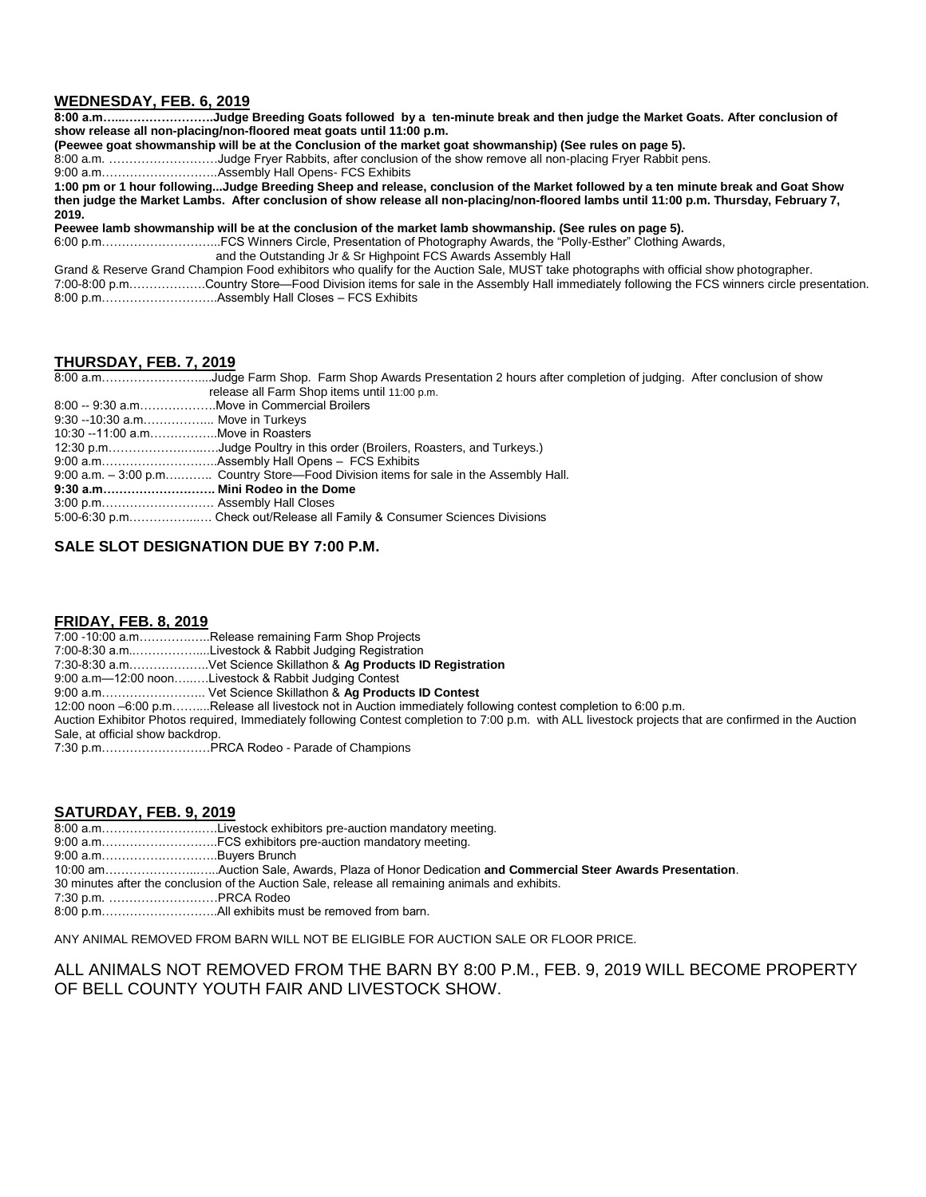## WEDNESDAY, FEB. 6, 2019

**8:00 a.m…...…………………..Judge Breeding Goats followed by a ten-minute break and then judge the Market Goats. After conclusion of show release all non-placing/non-floored meat goats until 11:00 p.m.**

**(Peewee goat showmanship will be at the Conclusion of the market goat showmanship) (See rules on page 5).**

8:00 a.m. ……………………….Judge Fryer Rabbits, after conclusion of the show remove all non-placing Fryer Rabbit pens.

9:00 a.m………………………..Assembly Hall Opens- FCS Exhibits

**1:00 pm or 1 hour following...Judge Breeding Sheep and release, conclusion of the Market followed by a ten minute break and Goat Show then judge the Market Lambs. After conclusion of show release all non-placing/non-floored lambs until 11:00 p.m. Thursday, February 7, 2019.**

**Peewee lamb showmanship will be at the conclusion of the market lamb showmanship. (See rules on page 5).**

6:00 p.m………………………..FCS Winners Circle, Presentation of Photography Awards, the "Polly-Esther" Clothing Awards, and the Outstanding Jr & Sr Highpoint FCS Awards Assembly Hall

Grand & Reserve Grand Champion Food exhibitors who qualify for the Auction Sale, MUST take photographs with official show photographer.

7:00-8:00 p.m……………….Country Store—Food Division items for sale in the Assembly Hall immediately following the FCS winners circle presentation.

8:00 p.m………………………..Assembly Hall Closes – FCS Exhibits

## THURSDAY, FEB. 7, 2019

8:00 a.m……………………....Judge Farm Shop. Farm Shop Awards Presentation 2 hours after completion of judging. After conclusion of show release all Farm Shop items until 11:00 p.m.

8:00 -- 9:30 a.m……………….Move in Commercial Broilers

9:30 --10:30 a.m…………….... Move in Turkeys

10:30 --11:00 a.m……………..Move in Roasters

12:30 p.m…………………..…..Judge Poultry in this order (Broilers, Roasters, and Turkeys.)

9:00 a.m………………………..Assembly Hall Opens – FCS Exhibits

9:00 a.m. – 3:00 p.m………... Country Store—Food Division items for sale in the Assembly Hall.

**9:30 a.m………………………. Mini Rodeo in the Dome**

3:00 p.m……………………… Assembly Hall Closes

5:00-6:30 p.m……………..…. Check out/Release all Family & Consumer Sciences Divisions

**SALE SLOT DESIGNATION DUE BY 7:00 P.M.**

## FRIDAY, FEB. 8, 2019

7:00 -10:00 a.m……………..Release remaining Farm Shop Projects

7:00-8:30 a.m..……………....Livestock & Rabbit Judging Registration

7:30-8:30 a.m……………….Vet Science Skillathon & **Ag Products ID Registration**

9:00 a.m—12:00 noon…..….Livestock & Rabbit Judging Contest

9:00 a.m…………………….. Vet Science Skillathon & **Ag Products ID Contest**

12:00 noon –6:00 p.m……....Release all livestock not in Auction immediately following contest completion to 6:00 p.m.

Auction Exhibitor Photos required, Immediately following Contest completion to 7:00 p.m. with ALL livestock projects that are confirmed in the Auction Sale, at official show backdrop.

7:30 p.m………………………PRCA Rodeo - Parade of Champions

## SATURDAY, FEB. 9, 2019

8:00 a.m…………….………..Livestock exhibitors pre-auction mandatory meeting.

9:00 a.m………………………..FCS exhibitors pre-auction mandatory meeting.

9:00 a.m………………………..Buyers Brunch

10:00 am…………………..…..Auction Sale, Awards, Plaza of Honor Dedication **and Commercial Steer Awards Presentation**.

30 minutes after the conclusion of the Auction Sale, release all remaining animals and exhibits.

7:30 p.m. ………………………PRCA Rodeo

8:00 p.m………………………..All exhibits must be removed from barn.

ANY ANIMAL REMOVED FROM BARN WILL NOT BE ELIGIBLE FOR AUCTION SALE OR FLOOR PRICE.

ALL ANIMALS NOT REMOVED FROM THE BARN BY 8:00 P.M., FEB. 9, 2019 WILL BECOME PROPERTY OF BELL COUNTY YOUTH FAIR AND LIVESTOCK SHOW.